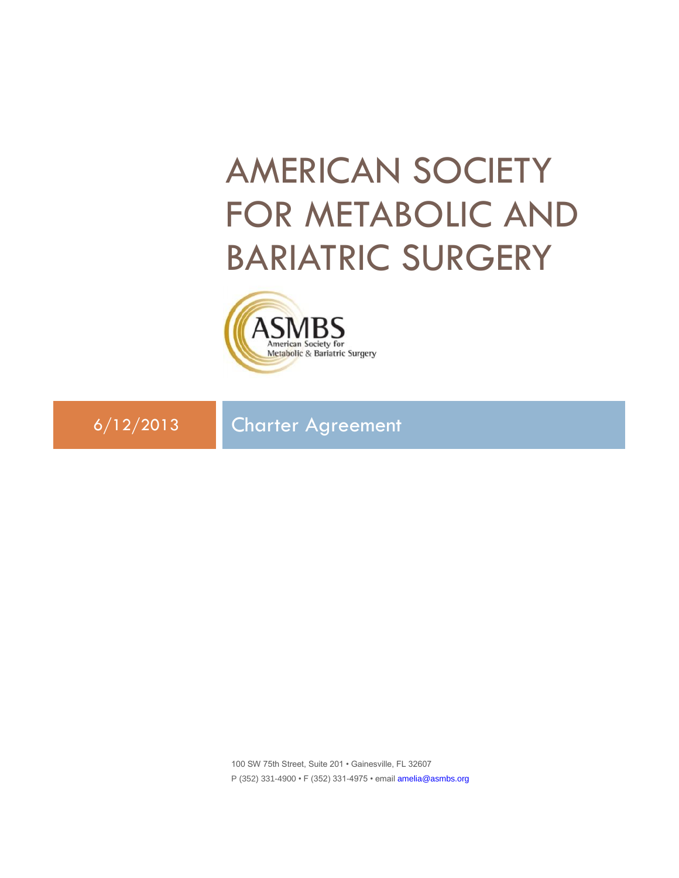# AMERICAN SOCIETY FOR METABOLIC AND BARIATRIC SURGERY

ASMBS
American Society for Metabolic & Bariatric Surgery

6/12/2013

## Charter Agreement

100 SW 75th Street, Suite 201 • Gainesville, FL 32607
P (352) 331-4900 • F (352) 331-4975 • email amelia@asmbs.org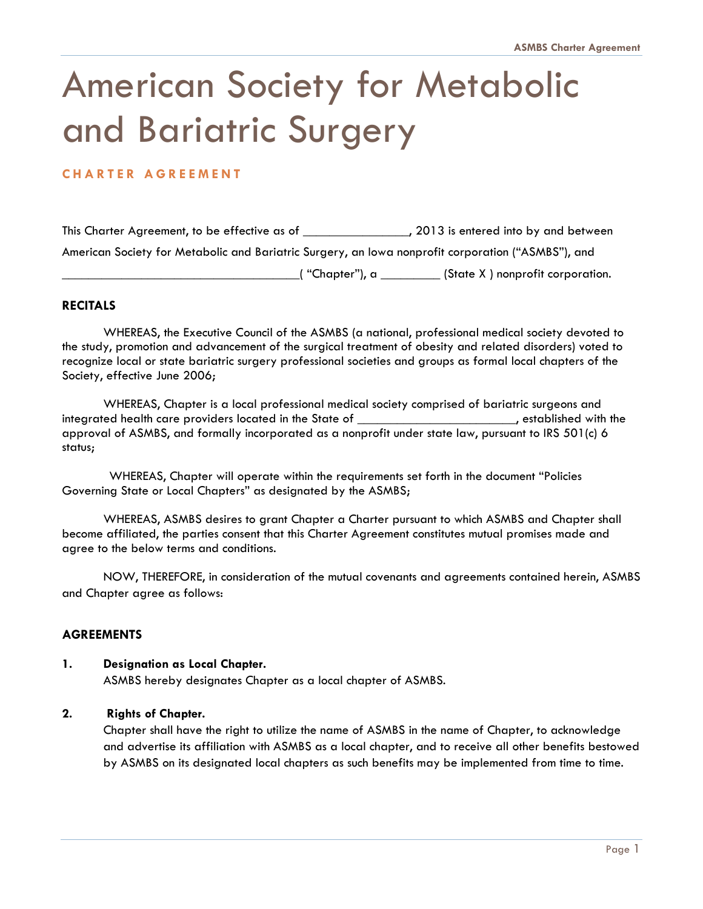# American Society for Metabolic and Bariatric Surgery

**CHARTER AGREEMENT**

This Charter Agreement, to be effective as of ________________, 2013 is entered into by and between American Society for Metabolic and Bariatric Surgery, an Iowa nonprofit corporation ("ASMBS"), and ____________________________________( "Chapter"), a _________ (State X ) nonprofit corporation.

## RECITALS

WHEREAS, the Executive Council of the ASMBS (a national, professional medical society devoted to the study, promotion and advancement of the surgical treatment of obesity and related disorders) voted to recognize local or state bariatric surgery professional societies and groups as formal local chapters of the Society, effective June 2006;

WHEREAS, Chapter is a local professional medical society comprised of bariatric surgeons and integrated health care providers located in the State of ________________________, established with the approval of ASMBS, and formally incorporated as a nonprofit under state law, pursuant to IRS 501(c) 6 status;

WHEREAS, Chapter will operate within the requirements set forth in the document "Policies Governing State or Local Chapters" as designated by the ASMBS;

WHEREAS, ASMBS desires to grant Chapter a Charter pursuant to which ASMBS and Chapter shall become affiliated, the parties consent that this Charter Agreement constitutes mutual promises made and agree to the below terms and conditions.

NOW, THEREFORE, in consideration of the mutual covenants and agreements contained herein, ASMBS and Chapter agree as follows:

## AGREEMENTS

**1. Designation as Local Chapter.**
ASMBS hereby designates Chapter as a local chapter of ASMBS.

**2. Rights of Chapter.**
Chapter shall have the right to utilize the name of ASMBS in the name of Chapter, to acknowledge and advertise its affiliation with ASMBS as a local chapter, and to receive all other benefits bestowed by ASMBS on its designated local chapters as such benefits may be implemented from time to time.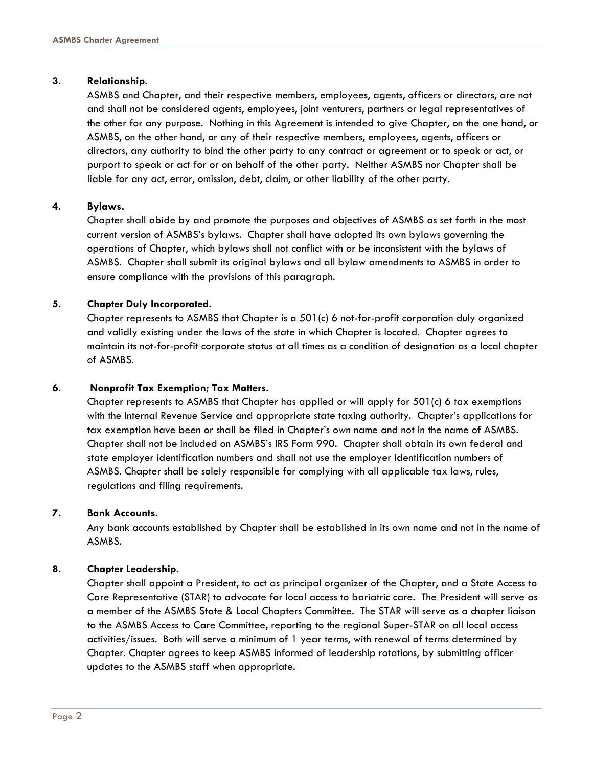**3. Relationship.**

ASMBS and Chapter, and their respective members, employees, agents, officers or directors, are not and shall not be considered agents, employees, joint venturers, partners or legal representatives of the other for any purpose. Nothing in this Agreement is intended to give Chapter, on the one hand, or ASMBS, on the other hand, or any of their respective members, employees, agents, officers or directors, any authority to bind the other party to any contract or agreement or to speak or act, or purport to speak or act for or on behalf of the other party. Neither ASMBS nor Chapter shall be liable for any act, error, omission, debt, claim, or other liability of the other party.

**4. Bylaws.**

Chapter shall abide by and promote the purposes and objectives of ASMBS as set forth in the most current version of ASMBS's bylaws. Chapter shall have adopted its own bylaws governing the operations of Chapter, which bylaws shall not conflict with or be inconsistent with the bylaws of ASMBS. Chapter shall submit its original bylaws and all bylaw amendments to ASMBS in order to ensure compliance with the provisions of this paragraph.

**5. Chapter Duly Incorporated.**

Chapter represents to ASMBS that Chapter is a 501(c) 6 not-for-profit corporation duly organized and validly existing under the laws of the state in which Chapter is located. Chapter agrees to maintain its not-for-profit corporate status at all times as a condition of designation as a local chapter of ASMBS.

**6. Nonprofit Tax Exemption; Tax Matters.**

Chapter represents to ASMBS that Chapter has applied or will apply for 501(c) 6 tax exemptions with the Internal Revenue Service and appropriate state taxing authority. Chapter's applications for tax exemption have been or shall be filed in Chapter's own name and not in the name of ASMBS. Chapter shall not be included on ASMBS's IRS Form 990. Chapter shall obtain its own federal and state employer identification numbers and shall not use the employer identification numbers of ASMBS. Chapter shall be solely responsible for complying with all applicable tax laws, rules, regulations and filing requirements.

**7. Bank Accounts.**

Any bank accounts established by Chapter shall be established in its own name and not in the name of ASMBS.

**8. Chapter Leadership.**

Chapter shall appoint a President, to act as principal organizer of the Chapter, and a State Access to Care Representative (STAR) to advocate for local access to bariatric care. The President will serve as a member of the ASMBS State & Local Chapters Committee. The STAR will serve as a chapter liaison to the ASMBS Access to Care Committee, reporting to the regional Super-STAR on all local access activities/issues. Both will serve a minimum of 1 year terms, with renewal of terms determined by Chapter. Chapter agrees to keep ASMBS informed of leadership rotations, by submitting officer updates to the ASMBS staff when appropriate.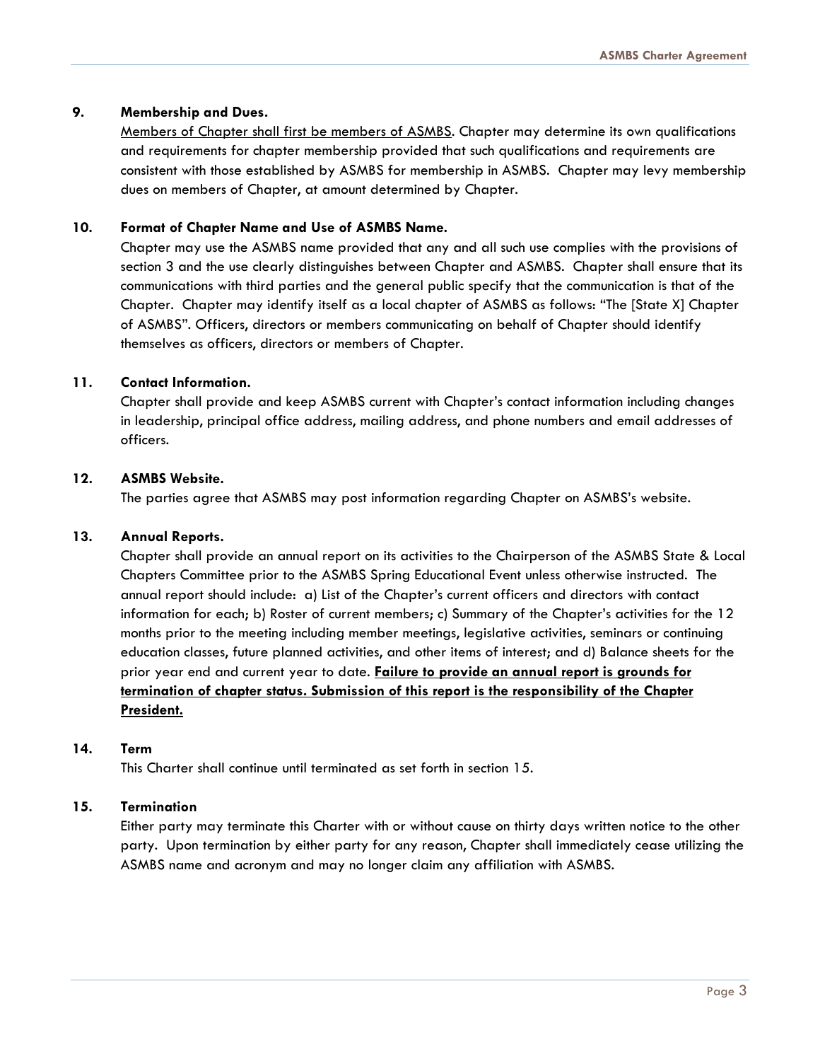**9. Membership and Dues.**

<u>Members of Chapter shall first be members of ASMBS</u>. Chapter may determine its own qualifications and requirements for chapter membership provided that such qualifications and requirements are consistent with those established by ASMBS for membership in ASMBS. Chapter may levy membership dues on members of Chapter, at amount determined by Chapter.

**10. Format of Chapter Name and Use of ASMBS Name.**

Chapter may use the ASMBS name provided that any and all such use complies with the provisions of section 3 and the use clearly distinguishes between Chapter and ASMBS. Chapter shall ensure that its communications with third parties and the general public specify that the communication is that of the Chapter. Chapter may identify itself as a local chapter of ASMBS as follows: "The [State X] Chapter of ASMBS". Officers, directors or members communicating on behalf of Chapter should identify themselves as officers, directors or members of Chapter.

**11. Contact Information.**

Chapter shall provide and keep ASMBS current with Chapter's contact information including changes in leadership, principal office address, mailing address, and phone numbers and email addresses of officers.

**12. ASMBS Website.**

The parties agree that ASMBS may post information regarding Chapter on ASMBS's website.

**13. Annual Reports.**

Chapter shall provide an annual report on its activities to the Chairperson of the ASMBS State & Local Chapters Committee prior to the ASMBS Spring Educational Event unless otherwise instructed. The annual report should include: a) List of the Chapter's current officers and directors with contact information for each; b) Roster of current members; c) Summary of the Chapter's activities for the 12 months prior to the meeting including member meetings, legislative activities, seminars or continuing education classes, future planned activities, and other items of interest; and d) Balance sheets for the prior year end and current year to date. <u>**Failure to provide an annual report is grounds for termination of chapter status. Submission of this report is the responsibility of the Chapter President.**</u>

**14. Term**

This Charter shall continue until terminated as set forth in section 15.

**15. Termination**

Either party may terminate this Charter with or without cause on thirty days written notice to the other party. Upon termination by either party for any reason, Chapter shall immediately cease utilizing the ASMBS name and acronym and may no longer claim any affiliation with ASMBS.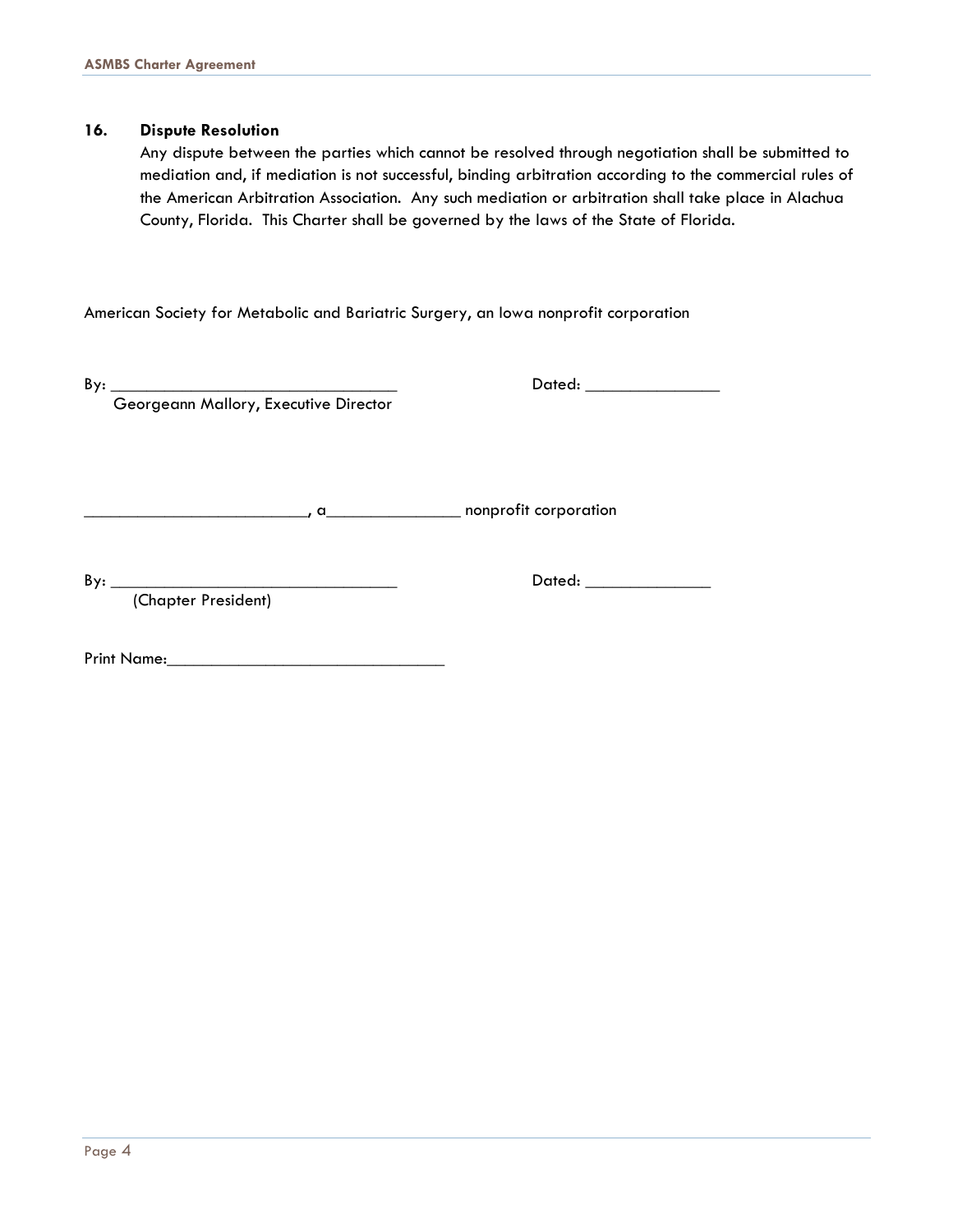16. **Dispute Resolution**

Any dispute between the parties which cannot be resolved through negotiation shall be submitted to mediation and, if mediation is not successful, binding arbitration according to the commercial rules of the American Arbitration Association. Any such mediation or arbitration shall take place in Alachua County, Florida. This Charter shall be governed by the laws of the State of Florida.

American Society for Metabolic and Bariatric Surgery, an Iowa nonprofit corporation

By: _________________________________ Dated: _______________

Georgeann Mallory, Executive Director

_________________________, a_______________ nonprofit corporation

By: _________________________________ Dated: ______________

(Chapter President)

Print Name:_______________________________